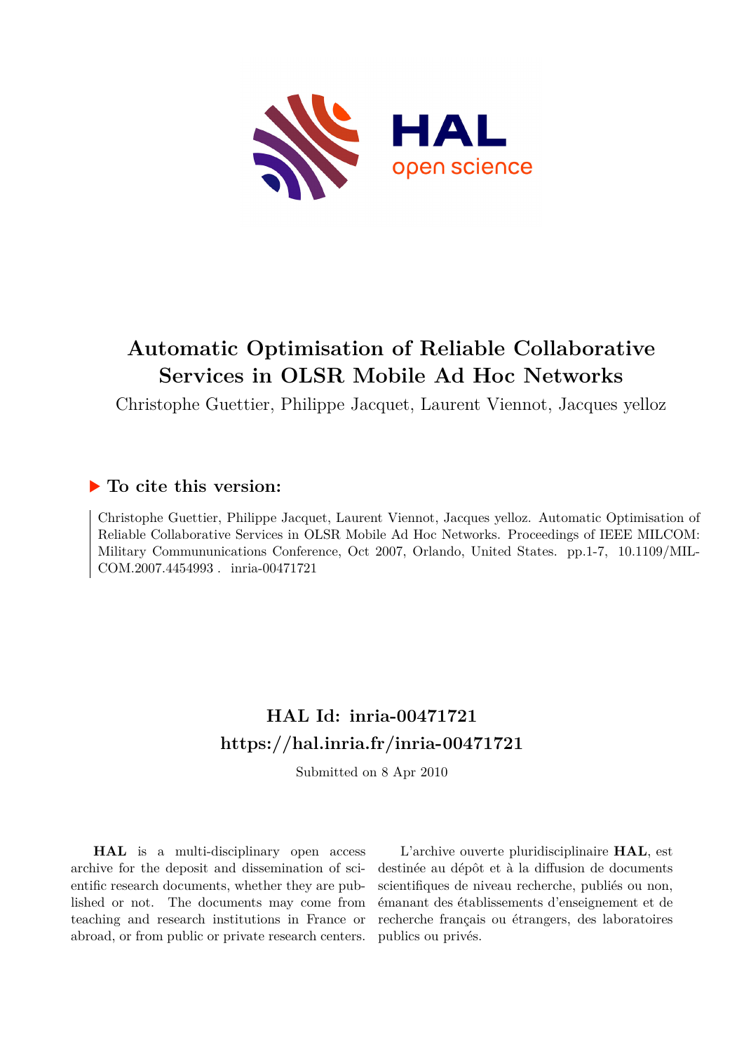# Automatic Optimisation of Reliable Collaborative Services in OLSR Mobile Ad Hoc Networks

Christophe Guettier, Philippe Jacquet, Laurent Viennot, Jacques yelloz

## ▶ To cite this version:

Christophe Guettier, Philippe Jacquet, Laurent Viennot, Jacques yelloz. Automatic Optimisation of Reliable Collaborative Services in OLSR Mobile Ad Hoc Networks. Proceedings of IEEE MILCOM: Military Commununications Conference, Oct 2007, Orlando, United States. pp.1-7, 10.1109/MILCOM.2007.4454993 . inria-00471721

## HAL Id: inria-00471721
## https://hal.inria.fr/inria-00471721

Submitted on 8 Apr 2010

**HAL** is a multi-disciplinary open access archive for the deposit and dissemination of scientific research documents, whether they are published or not. The documents may come from teaching and research institutions in France or abroad, or from public or private research centers.

L'archive ouverte pluridisciplinaire **HAL**, est destinée au dépôt et à la diffusion de documents scientifiques de niveau recherche, publiés ou non, émanant des établissements d'enseignement et de recherche français ou étrangers, des laboratoires publics ou privés.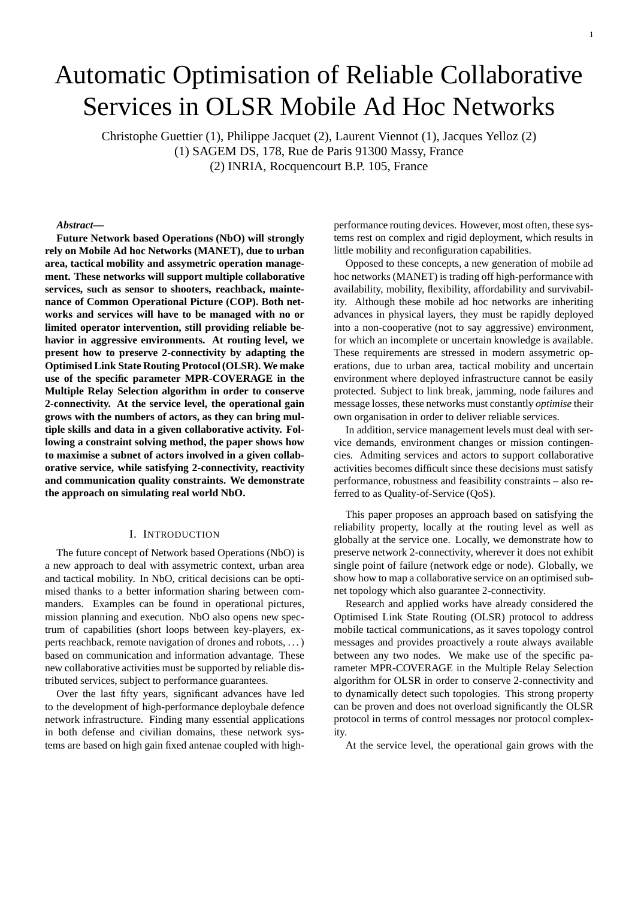# Automatic Optimisation of Reliable Collaborative Services in OLSR Mobile Ad Hoc Networks

Christophe Guettier (1), Philippe Jacquet (2), Laurent Viennot (1), Jacques Yelloz (2)
(1) SAGEM DS, 178, Rue de Paris 91300 Massy, France
(2) INRIA, Rocquencourt B.P. 105, France

***Abstract*—**

**Future Network based Operations (NbO) will strongly rely on Mobile Ad hoc Networks (MANET), due to urban area, tactical mobility and assymetric operation management. These networks will support multiple collaborative services, such as sensor to shooters, reachback, maintenance of Common Operational Picture (COP). Both networks and services will have to be managed with no or limited operator intervention, still providing reliable behavior in aggressive environments. At routing level, we present how to preserve 2-connectivity by adapting the Optimised Link State Routing Protocol (OLSR). We make use of the specific parameter MPR-COVERAGE in the Multiple Relay Selection algorithm in order to conserve 2-connectivity. At the service level, the operational gain grows with the numbers of actors, as they can bring multiple skills and data in a given collaborative activity. Following a constraint solving method, the paper shows how to maximise a subnet of actors involved in a given collaborative service, while satisfying 2-connectivity, reactivity and communication quality constraints. We demonstrate the approach on simulating real world NbO.**

## I. Introduction

The future concept of Network based Operations (NbO) is a new approach to deal with assymetric context, urban area and tactical mobility. In NbO, critical decisions can be optimised thanks to a better information sharing between commanders. Examples can be found in operational pictures, mission planning and execution. NbO also opens new spectrum of capabilities (short loops between key-players, experts reachback, remote navigation of drones and robots, ...) based on communication and information advantage. These new collaborative activities must be supported by reliable distributed services, subject to performance guarantees.

Over the last fifty years, significant advances have led to the development of high-performance deploybale defence network infrastructure. Finding many essential applications in both defense and civilian domains, these network systems are based on high gain fixed antenae coupled with high-performance routing devices. However, most often, these systems rest on complex and rigid deployment, which results in little mobility and reconfiguration capabilities.

Opposed to these concepts, a new generation of mobile ad hoc networks (MANET) is trading off high-performance with availability, mobility, flexibility, affordability and survivability. Although these mobile ad hoc networks are inheriting advances in physical layers, they must be rapidly deployed into a non-cooperative (not to say aggressive) environment, for which an incomplete or uncertain knowledge is available. These requirements are stressed in modern assymetric operations, due to urban area, tactical mobility and uncertain environment where deployed infrastructure cannot be easily protected. Subject to link break, jamming, node failures and message losses, these networks must constantly *optimise* their own organisation in order to deliver reliable services.

In addition, service management levels must deal with service demands, environment changes or mission contingencies. Admiting services and actors to support collaborative activities becomes difficult since these decisions must satisfy performance, robustness and feasibility constraints – also referred to as Quality-of-Service (QoS).

This paper proposes an approach based on satisfying the reliability property, locally at the routing level as well as globally at the service one. Locally, we demonstrate how to preserve network 2-connectivity, wherever it does not exhibit single point of failure (network edge or node). Globally, we show how to map a collaborative service on an optimised subnet topology which also guarantee 2-connectivity.

Research and applied works have already considered the Optimised Link State Routing (OLSR) protocol to address mobile tactical communications, as it saves topology control messages and provides proactively a route always available between any two nodes. We make use of the specific parameter MPR-COVERAGE in the Multiple Relay Selection algorithm for OLSR in order to conserve 2-connectivity and to dynamically detect such topologies. This strong property can be proven and does not overload significantly the OLSR protocol in terms of control messages nor protocol complexity.

At the service level, the operational gain grows with the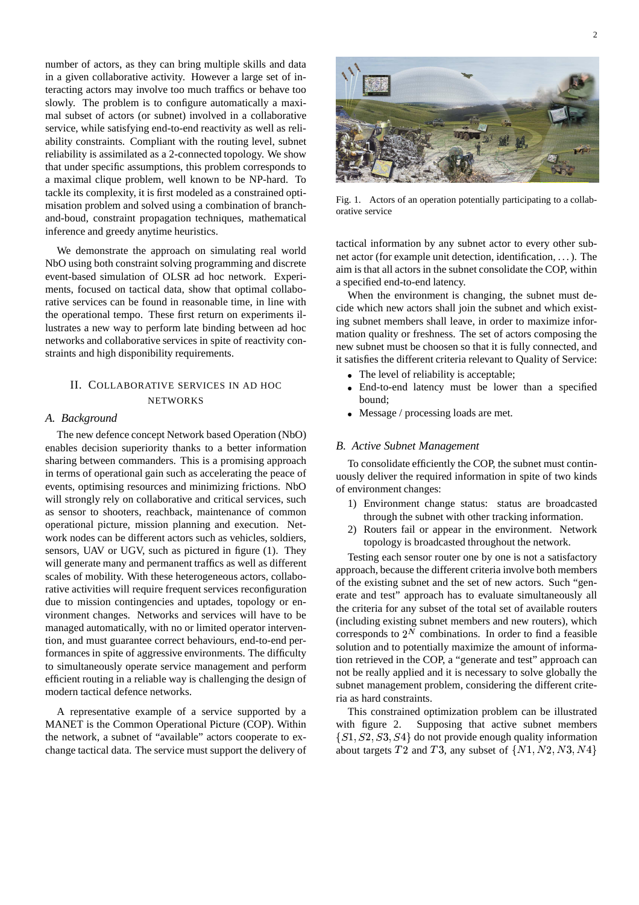number of actors, as they can bring multiple skills and data in a given collaborative activity. However a large set of interacting actors may involve too much traffics or behave too slowly. The problem is to configure automatically a maximal subset of actors (or subnet) involved in a collaborative service, while satisfying end-to-end reactivity as well as reliability constraints. Compliant with the routing level, subnet reliability is assimilated as a 2-connected topology. We show that under specific assumptions, this problem corresponds to a maximal clique problem, well known to be NP-hard. To tackle its complexity, it is first modeled as a constrained optimisation problem and solved using a combination of branch-and-boud, constraint propagation techniques, mathematical inference and greedy anytime heuristics.

We demonstrate the approach on simulating real world NbO using both constraint solving programming and discrete event-based simulation of OLSR ad hoc network. Experiments, focused on tactical data, show that optimal collaborative services can be found in reasonable time, in line with the operational tempo. These first return on experiments illustrates a new way to perform late binding between ad hoc networks and collaborative services in spite of reactivity constraints and high disponibility requirements.

## II. Collaborative services in ad hoc networks

### A. Background

The new defence concept Network based Operation (NbO) enables decision superiority thanks to a better information sharing between commanders. This is a promising approach in terms of operational gain such as accelerating the peace of events, optimising resources and minimizing frictions. NbO will strongly rely on collaborative and critical services, such as sensor to shooters, reachback, maintenance of common operational picture, mission planning and execution. Network nodes can be different actors such as vehicles, soldiers, sensors, UAV or UGV, such as pictured in figure (1). They will generate many and permanent traffics as well as different scales of mobility. With these heterogeneous actors, collaborative activities will require frequent services reconfiguration due to mission contingencies and uptades, topology or environment changes. Networks and services will have to be managed automatically, with no or limited operator intervention, and must guarantee correct behaviours, end-to-end performances in spite of aggressive environments. The difficulty to simultaneously operate service management and perform efficient routing in a reliable way is challenging the design of modern tactical defence networks.

A representative example of a service supported by a MANET is the Common Operational Picture (COP). Within the network, a subnet of "available" actors cooperate to exchange tactical data. The service must support the delivery of tactical information by any subnet actor to every other subnet actor (for example unit detection, identification, . . . ). The aim is that all actors in the subnet consolidate the COP, within a specified end-to-end latency.

Fig. 1. Actors of an operation potentially participating to a collaborative service

When the environment is changing, the subnet must decide which new actors shall join the subnet and which existing subnet members shall leave, in order to maximize information quality or freshness. The set of actors composing the new subnet must be choosen so that it is fully connected, and it satisfies the different criteria relevant to Quality of Service:

- The level of reliability is acceptable;
- End-to-end latency must be lower than a specified bound;
- Message / processing loads are met.

### B. Active Subnet Management

To consolidate efficiently the COP, the subnet must continuously deliver the required information in spite of two kinds of environment changes:

1) Environment change status: status are broadcasted through the subnet with other tracking information.
2) Routers fail or appear in the environment. Network topology is broadcasted throughout the network.

Testing each sensor router one by one is not a satisfactory approach, because the different criteria involve both members of the existing subnet and the set of new actors. Such "generate and test" approach has to evaluate simultaneously all the criteria for any subset of the total set of available routers (including existing subnet members and new routers), which corresponds to $2^N$ combinations. In order to find a feasible solution and to potentially maximize the amount of information retrieved in the COP, a "generate and test" approach can not be really applied and it is necessary to solve globally the subnet management problem, considering the different criteria as hard constraints.

This constrained optimization problem can be illustrated with figure 2. Supposing that active subnet members $\{S1, S2, S3, S4\}$ do not provide enough quality information about targets $T2$ and $T3$, any subset of $\{N1, N2, N3, N4\}$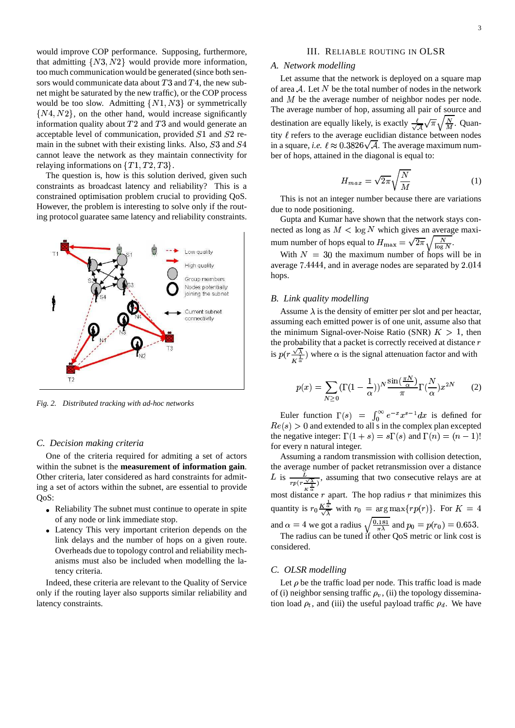would improve COP performance. Supposing, furthermore, that admitting $\{N3, N2\}$ would provide more information, too much communication would be generated (since both sensors would communicate data about $T3$ and $T4$, the new subnet might be saturated by the new traffic), or the COP process would be too slow. Admitting $\{N1, N3\}$ or symmetrically $\{N4, N2\}$, on the other hand, would increase significantly information quality about $T2$ and $T3$ and would generate an acceptable level of communication, provided $S1$ and $S2$ remain in the subnet with their existing links. Also, $S3$ and $S4$ cannot leave the network as they maintain connectivity for relaying informations on $\{T1, T2, T3\}$.

The question is, how is this solution derived, given such constraints as broadcast latency and reliability? This is a constrained optimisation problem crucial to providing QoS. However, the problem is interesting to solve only if the routing protocol guaratee same latency and reliability constraints.

*Fig. 2. Distributed tracking with ad-hoc networks*

### C. Decision making criteria

One of the criteria required for admiting a set of actors within the subnet is the **measurement of information gain**. Other criteria, later considered as hard constraints for admitting a set of actors within the subnet, are essential to provide QoS:

- Reliability The subnet must continue to operate in spite of any node or link immediate stop.
- Latency This very important criterion depends on the link delays and the number of hops on a given route. Overheads due to topology control and reliability mechanisms must also be included when modelling the latency criteria.

Indeed, these criteria are relevant to the Quality of Service only if the routing layer also supports similar reliability and latency constraints.

## III. Reliable routing in OLSR

### A. Network modelling

Let assume that the network is deployed on a square map of area $\mathcal{A}$. Let $N$ be the total number of nodes in the network and $M$ be the average number of neighbor nodes per node. The average number of hop, assuming all pair of source and destination are equally likely, is exactly $\frac{\ell}{\sqrt{\mathcal{A}}}\sqrt{\pi}\sqrt{\frac{N}{M}}$. Quantity $\ell$ refers to the average euclidian distance between nodes in a square, *i.e.* $\ell \approx 0.3826\sqrt{\mathcal{A}}$. The average maximum number of hops, attained in the diagonal is equal to:

$$H_{max} = \sqrt{2\pi}\sqrt{\frac{N}{M}} \tag{1}$$

This is not an integer number because there are variations due to node positioning.

Gupta and Kumar have shown that the network stays connected as long as $M < \log N$ which gives an average maximum number of hops equal to $H_{\max} = \sqrt{2\pi}\sqrt{\frac{N}{\log N}}$.

With $N = 30$ the maximum number of hops will be in average $7.4444$, and in average nodes are separated by $2.014$ hops.

### B. Link quality modelling

Assume $\lambda$ is the density of emitter per slot and per heactar, assuming each emitted power is of one unit, assume also that the minimum Signal-over-Noise Ratio (SNR) $K > 1$, then the probability that a packet is correctly received at distance $r$ is $p(r\frac{\sqrt{\lambda}}{K^{\frac{1}{\alpha}}})$ where $\alpha$ is the signal attenuation factor and with

$$p(x) = \sum_{N\geq 0}(\Gamma(1-\frac{1}{\alpha}))^N \frac{\sin(\frac{\pi N}{\alpha})}{\pi}\Gamma(\frac{N}{\alpha})x^{2N} \tag{2}$$

Euler function $\Gamma(s) = \int_0^\infty e^{-x}x^{s-1}dx$ is defined for $Re(s) > 0$ and extended to all s in the complex plan excepted the negative integer: $\Gamma(1+s) = s\Gamma(s)$ and $\Gamma(n) = (n-1)!$ for every n natural integer.

Assuming a random transmission with collision detection, the average number of packet retransmission over a distance $L$ is $\frac{L}{rp(r\frac{\sqrt{\lambda}}{K^{\frac{1}{\alpha}}})}$, assuming that two consecutive relays are at most distance $r$ apart. The hop radius $r$ that minimizes this quantity is $r_0\frac{K^{\frac{1}{\alpha}}}{\sqrt{\lambda}}$ with $r_0 = \arg\max\{rp(r)\}$. For $K = 4$ and $\alpha = 4$ we got a radius $\sqrt{\frac{0.181}{\pi\lambda}}$ and $p_0 = p(r_0) = 0.653$.

The radius can be tuned if other QoS metric or link cost is considered.

### C. OLSR modelling

Let $\rho$ be the traffic load per node. This traffic load is made of (i) neighbor sensing traffic $\rho_v$, (ii) the topology dissemination load $\rho_t$, and (iii) the useful payload traffic $\rho_d$. We have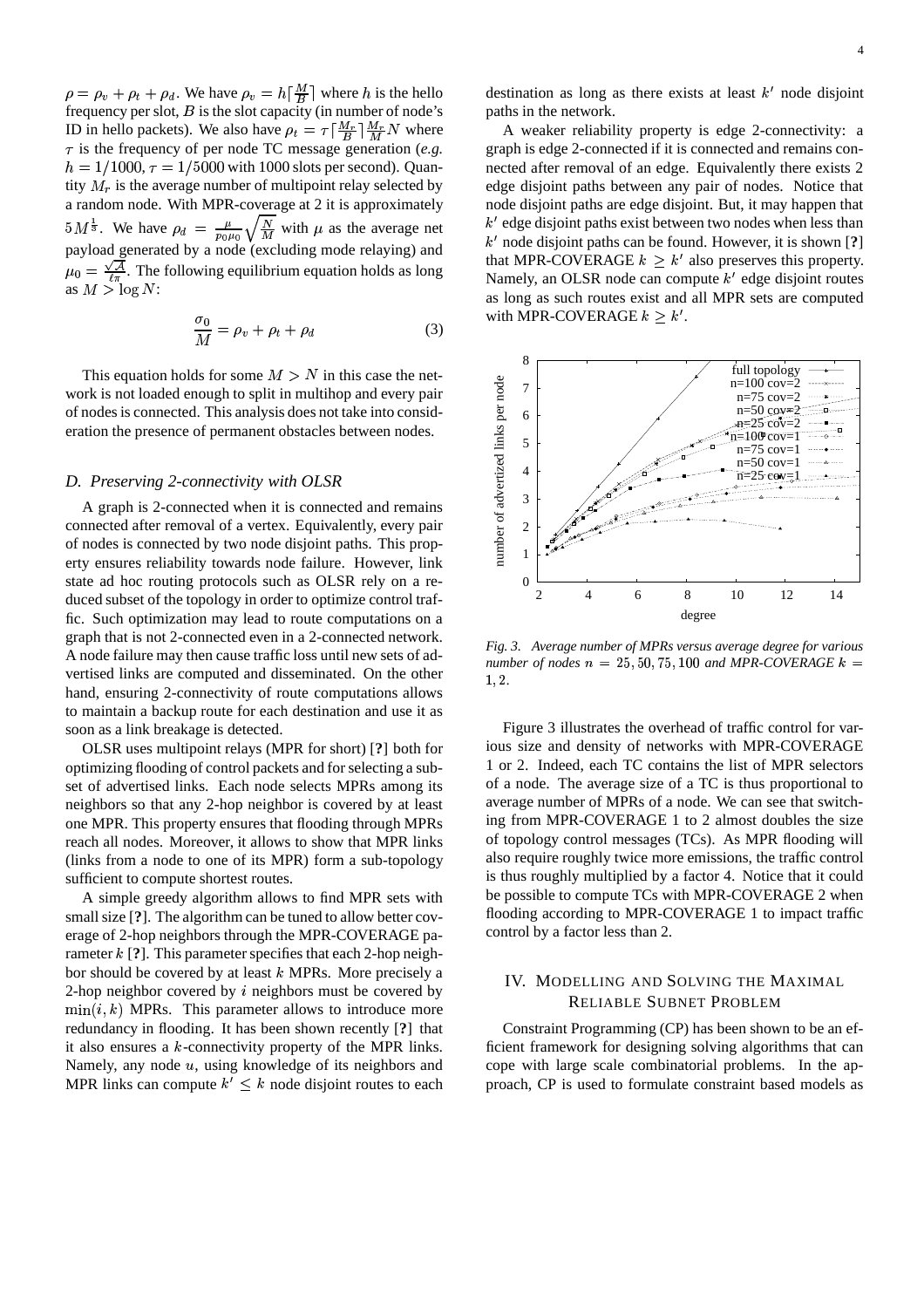$\rho = \rho_v + \rho_t + \rho_d$. We have $\rho_v = h\lceil \frac{M}{B} \rceil$ where $h$ is the hello frequency per slot, $B$ is the slot capacity (in number of node's ID in hello packets). We also have $\rho_t = \tau \lceil \frac{M_r}{B} \rceil \frac{M_r}{M} N$ where $\tau$ is the frequency of per node TC message generation (*e.g.* $h = 1/1000$, $\tau = 1/5000$ with 1000 slots per second). Quantity $M_r$ is the average number of multipoint relay selected by a random node. With MPR-coverage at 2 it is approximately $5M^{\frac{1}{3}}$. We have $\rho_d = \frac{\mu}{p_0 \mu_0}\sqrt{\frac{N}{M}}$ with $\mu$ as the average net payload generated by a node (excluding mode relaying) and $\mu_0 = \frac{\sqrt{A}}{\ell \pi}$. The following equilibrium equation holds as long as $M > \log N$:

$$\frac{\sigma_0}{M} = \rho_v + \rho_t + \rho_d \tag{3}$$

This equation holds for some $M > N$ in this case the network is not loaded enough to split in multihop and every pair of nodes is connected. This analysis does not take into consideration the presence of permanent obstacles between nodes.

### D. Preserving 2-connectivity with OLSR

A graph is 2-connected when it is connected and remains connected after removal of a vertex. Equivalently, every pair of nodes is connected by two node disjoint paths. This property ensures reliability towards node failure. However, link state ad hoc routing protocols such as OLSR rely on a reduced subset of the topology in order to optimize control traffic. Such optimization may lead to route computations on a graph that is not 2-connected even in a 2-connected network. A node failure may then cause traffic loss until new sets of advertised links are computed and disseminated. On the other hand, ensuring 2-connectivity of route computations allows to maintain a backup route for each destination and use it as soon as a link breakage is detected.

OLSR uses multipoint relays (MPR for short) [?] both for optimizing flooding of control packets and for selecting a subset of advertised links. Each node selects MPRs among its neighbors so that any 2-hop neighbor is covered by at least one MPR. This property ensures that flooding through MPRs reach all nodes. Moreover, it allows to show that MPR links (links from a node to one of its MPR) form a sub-topology sufficient to compute shortest routes.

A simple greedy algorithm allows to find MPR sets with small size [?]. The algorithm can be tuned to allow better coverage of 2-hop neighbors through the MPR-COVERAGE parameter $k$ [?]. This parameter specifies that each 2-hop neighbor should be covered by at least $k$ MPRs. More precisely a 2-hop neighbor covered by $i$ neighbors must be covered by $\min(i, k)$ MPRs. This parameter allows to introduce more redundancy in flooding. It has been shown recently [?] that it also ensures a $k$-connectivity property of the MPR links. Namely, any node $u$, using knowledge of its neighbors and MPR links can compute $k' \leq k$ node disjoint routes to each destination as long as there exists at least $k'$ node disjoint paths in the network.

A weaker reliability property is edge 2-connectivity: a graph is edge 2-connected if it is connected and remains connected after removal of an edge. Equivalently there exists 2 edge disjoint paths between any pair of nodes. Notice that node disjoint paths are edge disjoint. But, it may happen that $k'$ edge disjoint paths exist between two nodes when less than $k'$ node disjoint paths can be found. However, it is shown [?] that MPR-COVERAGE $k \geq k'$ also preserves this property. Namely, an OLSR node can compute $k'$ edge disjoint routes as long as such routes exist and all MPR sets are computed with MPR-COVERAGE $k \geq k'$.

*Fig. 3. Average number of MPRs versus average degree for various number of nodes $n = 25, 50, 75, 100$ and MPR-COVERAGE $k = 1, 2$.*

Figure 3 illustrates the overhead of traffic control for various size and density of networks with MPR-COVERAGE 1 or 2. Indeed, each TC contains the list of MPR selectors of a node. The average size of a TC is thus proportional to average number of MPRs of a node. We can see that switching from MPR-COVERAGE 1 to 2 almost doubles the size of topology control messages (TCs). As MPR flooding will also require roughly twice more emissions, the traffic control is thus roughly multiplied by a factor 4. Notice that it could be possible to compute TCs with MPR-COVERAGE 2 when flooding according to MPR-COVERAGE 1 to impact traffic control by a factor less than 2.

## IV. Modelling and Solving the Maximal Reliable Subnet Problem

Constraint Programming (CP) has been shown to be an efficient framework for designing solving algorithms that can cope with large scale combinatorial problems. In the approach, CP is used to formulate constraint based models as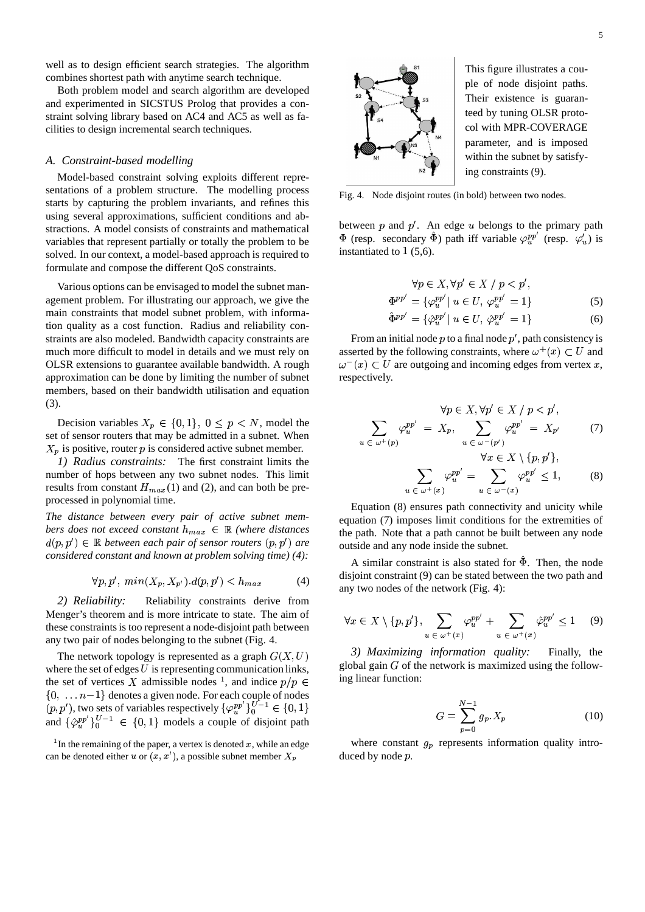well as to design efficient search strategies. The algorithm combines shortest path with anytime search technique.

Both problem model and search algorithm are developed and experimented in SICSTUS Prolog that provides a constraint solving library based on AC4 and AC5 as well as facilities to design incremental search techniques.

### *A. Constraint-based modelling*

Model-based constraint solving exploits different representations of a problem structure. The modelling process starts by capturing the problem invariants, and refines this using several approximations, sufficient conditions and abstractions. A model consists of constraints and mathematical variables that represent partially or totally the problem to be solved. In our context, a model-based approach is required to formulate and compose the different QoS constraints.

Various options can be envisaged to model the subnet management problem. For illustrating our approach, we give the main constraints that model subnet problem, with information quality as a cost function. Radius and reliability constraints are also modeled. Bandwidth capacity constraints are much more difficult to model in details and we must rely on OLSR extensions to guarantee available bandwidth. A rough approximation can be done by limiting the number of subnet members, based on their bandwidth utilisation and equation (3).

Decision variables $X_p \in \{0,1\},\ 0 \leq p < N$, model the set of sensor routers that may be admitted in a subnet. When $X_p$ is positive, router $p$ is considered active subnet member.

*1) Radius constraints:* The first constraint limits the number of hops between any two subnet nodes. This limit results from constant $H_{max}$(1) and (2), and can both be preprocessed in polynomial time.

*The distance between every pair of active subnet members does not exceed constant $h_{max} \in \mathbb{R}$ (where distances $d(p,p') \in \mathbb{R}$ between each pair of sensor routers $(p,p')$ are considered constant and known at problem solving time) (4):*

$$\forall p, p',\ min(X_p, X_{p'}).d(p,p') < h_{max} \qquad (4)$$

*2) Reliability:* Reliability constraints derive from Menger's theorem and is more intricate to state. The aim of these constraints is too represent a node-disjoint path between any two pair of nodes belonging to the subnet (Fig. 4.

The network topology is represented as a graph $G(X,U)$ where the set of edges $U$ is representing communication links, the set of vertices $X$ admissible nodes [1], and indice $p/p \in \{0, \ldots n-1\}$ denotes a given node. For each couple of nodes $(p,p')$, two sets of variables respectively $\{\varphi_u^{pp'}\}_0^{U-1} \in \{0,1\}$ and $\{\hat{\varphi}_u^{pp'}\}_0^{U-1} \in \{0,1\}$ models a couple of disjoint path between $p$ and $p'$. An edge $u$ belongs to the primary path $\Phi$ (resp. secondary $\hat{\Phi}$) path iff variable $\varphi_u^{pp'}$ (resp. $\varphi'_u$) is instantiated to 1 (5,6).

[1] In the remaining of the paper, a vertex is denoted $x$, while an edge can be denoted either $u$ or $(x,x')$, a possible subnet member $X_p$

This figure illustrates a couple of node disjoint paths. Their existence is guaranteed by tuning OLSR protocol with MPR-COVERAGE parameter, and is imposed within the subnet by satisfying constraints (9).

Fig. 4. Node disjoint routes (in bold) between two nodes.

$$\forall p \in X, \forall p' \in X \ / \ p < p',$$
$$\Phi^{pp'} = \{\varphi_u^{pp'} \mid u \in U,\ \varphi_u^{pp'} = 1\} \qquad (5)$$
$$\hat{\Phi}^{pp'} = \{\hat{\varphi}_u^{pp'} \mid u \in U,\ \hat{\varphi}_u^{pp'} = 1\} \qquad (6)$$

From an initial node $p$ to a final node $p'$, path consistency is asserted by the following constraints, where $\omega^+(x) \subset U$ and $\omega^-(x) \subset U$ are outgoing and incoming edges from vertex $x$, respectively.

$$\forall p \in X, \forall p' \in X \ / \ p < p',$$
$$\sum_{u \in \omega^+(p)} \varphi_u^{pp'} = X_p, \quad \sum_{u \in \omega^-(p')} \varphi_u^{pp'} = X_{p'} \qquad (7)$$
$$\forall x \in X \setminus \{p, p'\},$$
$$\sum_{u \in \omega^+(x)} \varphi_u^{pp'} = \sum_{u \in \omega^-(x)} \varphi_u^{pp'} \leq 1, \qquad (8)$$

Equation (8) ensures path connectivity and unicity while equation (7) imposes limit conditions for the extremities of the path. Note that a path cannot be built between any node outside and any node inside the subnet.

A similar constraint is also stated for $\hat{\Phi}$. Then, the node disjoint constraint (9) can be stated between the two path and any two nodes of the network (Fig. 4):

$$\forall x \in X \setminus \{p, p'\}, \ \sum_{u \in \omega^+(x)} \varphi_u^{pp'} + \sum_{u \in \omega^+(x)} \hat{\varphi}_u^{pp'} \leq 1 \qquad (9)$$

*3) Maximizing information quality:* Finally, the global gain $G$ of the network is maximized using the following linear function:

$$G = \sum_{p=0}^{N-1} g_p.X_p \qquad (10)$$

where constant $g_p$ represents information quality introduced by node $p$.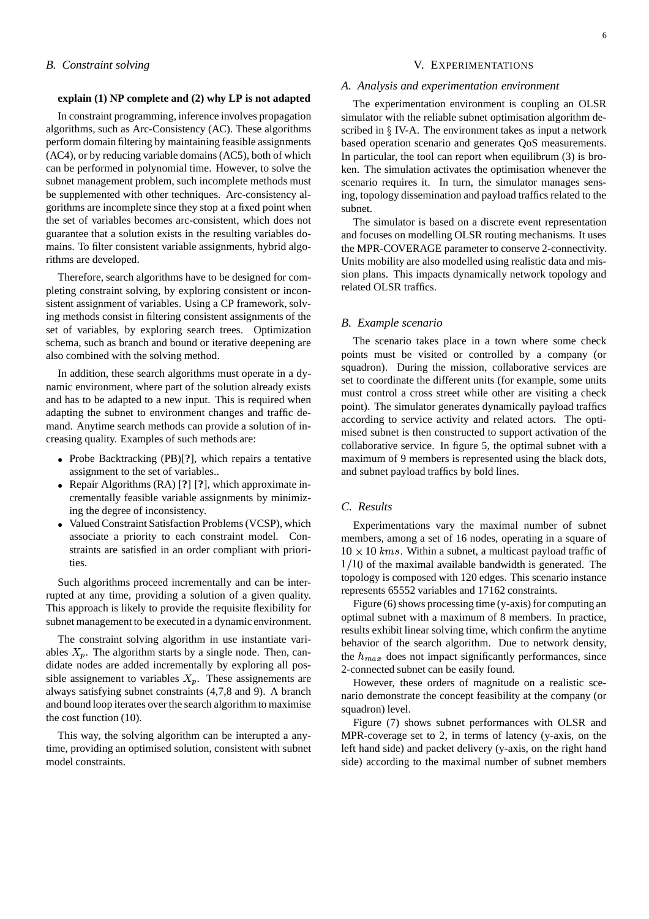### B. Constraint solving

**explain (1) NP complete and (2) why LP is not adapted**

In constraint programming, inference involves propagation algorithms, such as Arc-Consistency (AC). These algorithms perform domain filtering by maintaining feasible assignments (AC4), or by reducing variable domains (AC5), both of which can be performed in polynomial time. However, to solve the subnet management problem, such incomplete methods must be supplemented with other techniques. Arc-consistency algorithms are incomplete since they stop at a fixed point when the set of variables becomes arc-consistent, which does not guarantee that a solution exists in the resulting variables domains. To filter consistent variable assignments, hybrid algorithms are developed.

Therefore, search algorithms have to be designed for completing constraint solving, by exploring consistent or inconsistent assignment of variables. Using a CP framework, solving methods consist in filtering consistent assignments of the set of variables, by exploring search trees. Optimization schema, such as branch and bound or iterative deepening are also combined with the solving method.

In addition, these search algorithms must operate in a dynamic environment, where part of the solution already exists and has to be adapted to a new input. This is required when adapting the subnet to environment changes and traffic demand. Anytime search methods can provide a solution of increasing quality. Examples of such methods are:

- Probe Backtracking (PB)[**?**], which repairs a tentative assignment to the set of variables..
- Repair Algorithms (RA) [**?**] [**?**], which approximate incrementally feasible variable assignments by minimizing the degree of inconsistency.
- Valued Constraint Satisfaction Problems (VCSP), which associate a priority to each constraint model. Constraints are satisfied in an order compliant with priorities.

Such algorithms proceed incrementally and can be interrupted at any time, providing a solution of a given quality. This approach is likely to provide the requisite flexibility for subnet management to be executed in a dynamic environment.

The constraint solving algorithm in use instantiate variables $X_p$. The algorithm starts by a single node. Then, candidate nodes are added incrementally by exploring all possible assignement to variables $X_p$. These assignements are always satisfying subnet constraints (4,7,8 and 9). A branch and bound loop iterates over the search algorithm to maximise the cost function (10).

This way, the solving algorithm can be interupted a anytime, providing an optimised solution, consistent with subnet model constraints.

## V. Experimentations

### A. Analysis and experimentation environment

The experimentation environment is coupling an OLSR simulator with the reliable subnet optimisation algorithm described in § IV-A. The environment takes as input a network based operation scenario and generates QoS measurements. In particular, the tool can report when equilibrum (3) is broken. The simulation activates the optimisation whenever the scenario requires it. In turn, the simulator manages sensing, topology dissemination and payload traffics related to the subnet.

The simulator is based on a discrete event representation and focuses on modelling OLSR routing mechanisms. It uses the MPR-COVERAGE parameter to conserve 2-connectivity. Units mobility are also modelled using realistic data and mission plans. This impacts dynamically network topology and related OLSR traffics.

### B. Example scenario

The scenario takes place in a town where some check points must be visited or controlled by a company (or squadron). During the mission, collaborative services are set to coordinate the different units (for example, some units must control a cross street while other are visiting a check point). The simulator generates dynamically payload traffics according to service activity and related actors. The optimised subnet is then constructed to support activation of the collaborative service. In figure 5, the optimal subnet with a maximum of 9 members is represented using the black dots, and subnet payload traffics by bold lines.

### C. Results

Experimentations vary the maximal number of subnet members, among a set of 16 nodes, operating in a square of $10 \times 10$ $kms$. Within a subnet, a multicast payload traffic of $1/10$ of the maximal available bandwidth is generated. The topology is composed with 120 edges. This scenario instance represents 65552 variables and 17162 constraints.

Figure (6) shows processing time (y-axis) for computing an optimal subnet with a maximum of 8 members. In practice, results exhibit linear solving time, which confirm the anytime behavior of the search algorithm. Due to network density, the $h_{max}$ does not impact significantly performances, since 2-connected subnet can be easily found.

However, these orders of magnitude on a realistic scenario demonstrate the concept feasibility at the company (or squadron) level.

Figure (7) shows subnet performances with OLSR and MPR-coverage set to 2, in terms of latency (y-axis, on the left hand side) and packet delivery (y-axis, on the right hand side) according to the maximal number of subnet members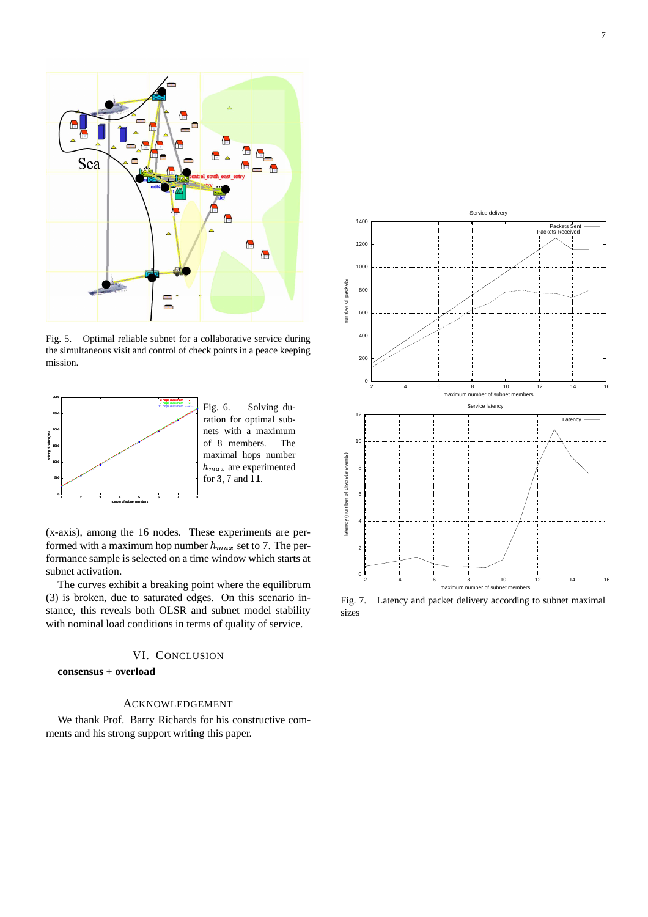Sea

control_south_east_entry

Fig. 5. Optimal reliable subnet for a collaborative service during the simultaneous visit and control of check points in a peace keeping mission.

3 hops maximum
7 hops maximum
11 hops maximum

solving duration (ms)

number of subnet members

Fig. 6. Solving duration for optimal subnets with a maximum of 8 members. The maximal hops number $h_{max}$ are experimented for 3, 7 and 11.

(x-axis), among the 16 nodes. These experiments are performed with a maximum hop number $h_{max}$ set to 7. The performance sample is selected on a time window which starts at subnet activation.

The curves exhibit a breaking point where the equilibrum (3) is broken, due to saturated edges. On this scenario instance, this reveals both OLSR and subnet model stability with nominal load conditions in terms of quality of service.

## VI. Conclusion

**consensus + overload**

## Acknowledgement

We thank Prof. Barry Richards for his constructive comments and his strong support writing this paper.

Service delivery

Packets Sent
Packets Received

number of packets

1400
1200
1000
800
600
400
200
0

2 4 6 8 10 12 14 16

maximum number of subnet members

Service latency

Latency

latency (number of discrete events)

12
10
8
6
4
2
0

2 4 6 8 10 12 14 16

maximum number of subnet members

Fig. 7. Latency and packet delivery according to subnet maximal sizes